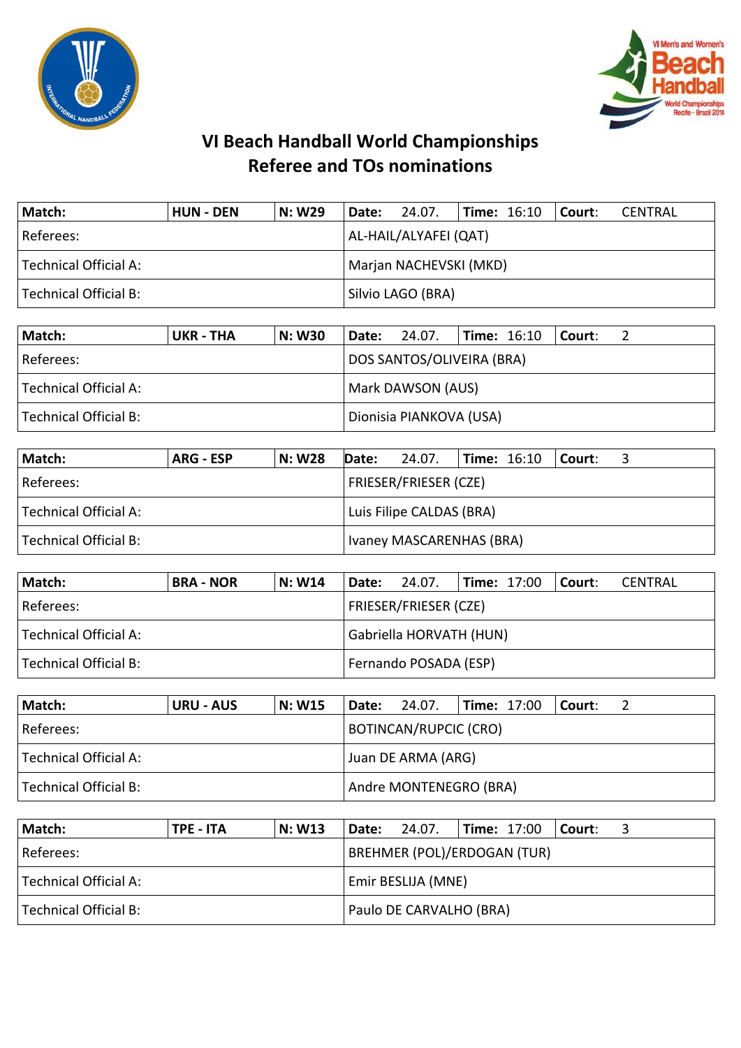# VI Beach Handball World Championships
## Referee and TOs nominations

| Match: | HUN - DEN | N: W29 | Date: 24.07. | Time: 16:10 | Court: CENTRAL |
|---|---|---|---|---|---|
| Referees: | | | AL-HAIL/ALYAFEI (QAT) | | |
| Technical Official A: | | | Marjan NACHEVSKI (MKD) | | |
| Technical Official B: | | | Silvio LAGO (BRA) | | |

| Match: | UKR - THA | N: W30 | Date: 24.07. | Time: 16:10 | Court: 2 |
|---|---|---|---|---|---|
| Referees: | | | DOS SANTOS/OLIVEIRA (BRA) | | |
| Technical Official A: | | | Mark DAWSON (AUS) | | |
| Technical Official B: | | | Dionisia PIANKOVA (USA) | | |

| Match: | ARG - ESP | N: W28 | Date: 24.07. | Time: 16:10 | Court: 3 |
|---|---|---|---|---|---|
| Referees: | | | FRIESER/FRIESER (CZE) | | |
| Technical Official A: | | | Luis Filipe CALDAS (BRA) | | |
| Technical Official B: | | | Ivaney MASCARENHAS (BRA) | | |

| Match: | BRA - NOR | N: W14 | Date: 24.07. | Time: 17:00 | Court: CENTRAL |
|---|---|---|---|---|---|
| Referees: | | | FRIESER/FRIESER (CZE) | | |
| Technical Official A: | | | Gabriella HORVATH (HUN) | | |
| Technical Official B: | | | Fernando POSADA (ESP) | | |

| Match: | URU - AUS | N: W15 | Date: 24.07. | Time: 17:00 | Court: 2 |
|---|---|---|---|---|---|
| Referees: | | | BOTINCAN/RUPCIC (CRO) | | |
| Technical Official A: | | | Juan DE ARMA (ARG) | | |
| Technical Official B: | | | Andre MONTENEGRO (BRA) | | |

| Match: | TPE - ITA | N: W13 | Date: 24.07. | Time: 17:00 | Court: 3 |
|---|---|---|---|---|---|
| Referees: | | | BREHMER (POL)/ERDOGAN (TUR) | | |
| Technical Official A: | | | Emir BESLIJA (MNE) | | |
| Technical Official B: | | | Paulo DE CARVALHO (BRA) | | |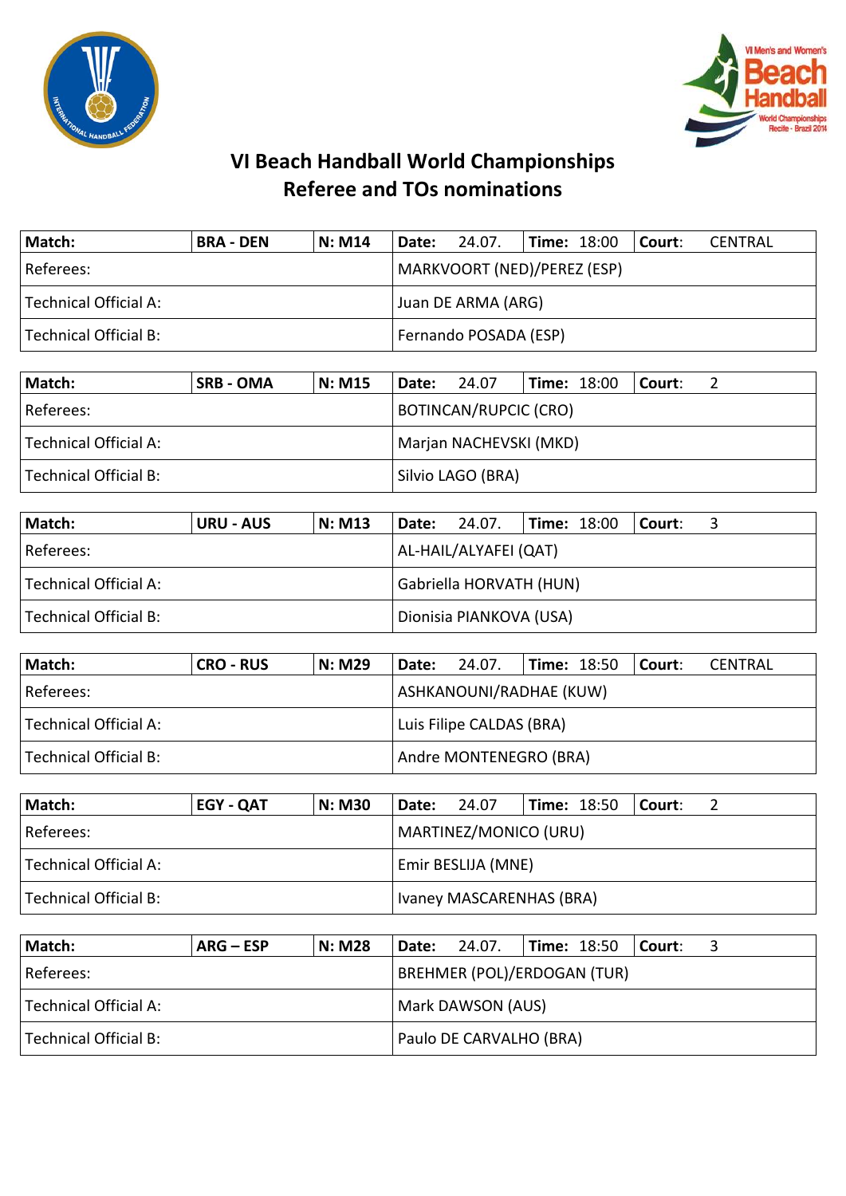# VI Beach Handball World Championships
## Referee and TOs nominations

| Match: | BRA - DEN | N: M14 | Date: 24.07. | Time: 18:00 | Court: CENTRAL |
|---|---|---|---|---|---|
| Referees: | | | MARKVOORT (NED)/PEREZ (ESP) | | |
| Technical Official A: | | | Juan DE ARMA (ARG) | | |
| Technical Official B: | | | Fernando POSADA (ESP) | | |

| Match: | SRB - OMA | N: M15 | Date: 24.07 | Time: 18:00 | Court: 2 |
|---|---|---|---|---|---|
| Referees: | | | BOTINCAN/RUPCIC (CRO) | | |
| Technical Official A: | | | Marjan NACHEVSKI (MKD) | | |
| Technical Official B: | | | Silvio LAGO (BRA) | | |

| Match: | URU - AUS | N: M13 | Date: 24.07. | Time: 18:00 | Court: 3 |
|---|---|---|---|---|---|
| Referees: | | | AL-HAIL/ALYAFEI (QAT) | | |
| Technical Official A: | | | Gabriella HORVATH (HUN) | | |
| Technical Official B: | | | Dionisia PIANKOVA (USA) | | |

| Match: | CRO - RUS | N: M29 | Date: 24.07. | Time: 18:50 | Court: CENTRAL |
|---|---|---|---|---|---|
| Referees: | | | ASHKANOUNI/RADHAE (KUW) | | |
| Technical Official A: | | | Luis Filipe CALDAS (BRA) | | |
| Technical Official B: | | | Andre MONTENEGRO (BRA) | | |

| Match: | EGY - QAT | N: M30 | Date: 24.07 | Time: 18:50 | Court: 2 |
|---|---|---|---|---|---|
| Referees: | | | MARTINEZ/MONICO (URU) | | |
| Technical Official A: | | | Emir BESLIJA (MNE) | | |
| Technical Official B: | | | Ivaney MASCARENHAS (BRA) | | |

| Match: | ARG – ESP | N: M28 | Date: 24.07. | Time: 18:50 | Court: 3 |
|---|---|---|---|---|---|
| Referees: | | | BREHMER (POL)/ERDOGAN (TUR) | | |
| Technical Official A: | | | Mark DAWSON (AUS) | | |
| Technical Official B: | | | Paulo DE CARVALHO (BRA) | | |